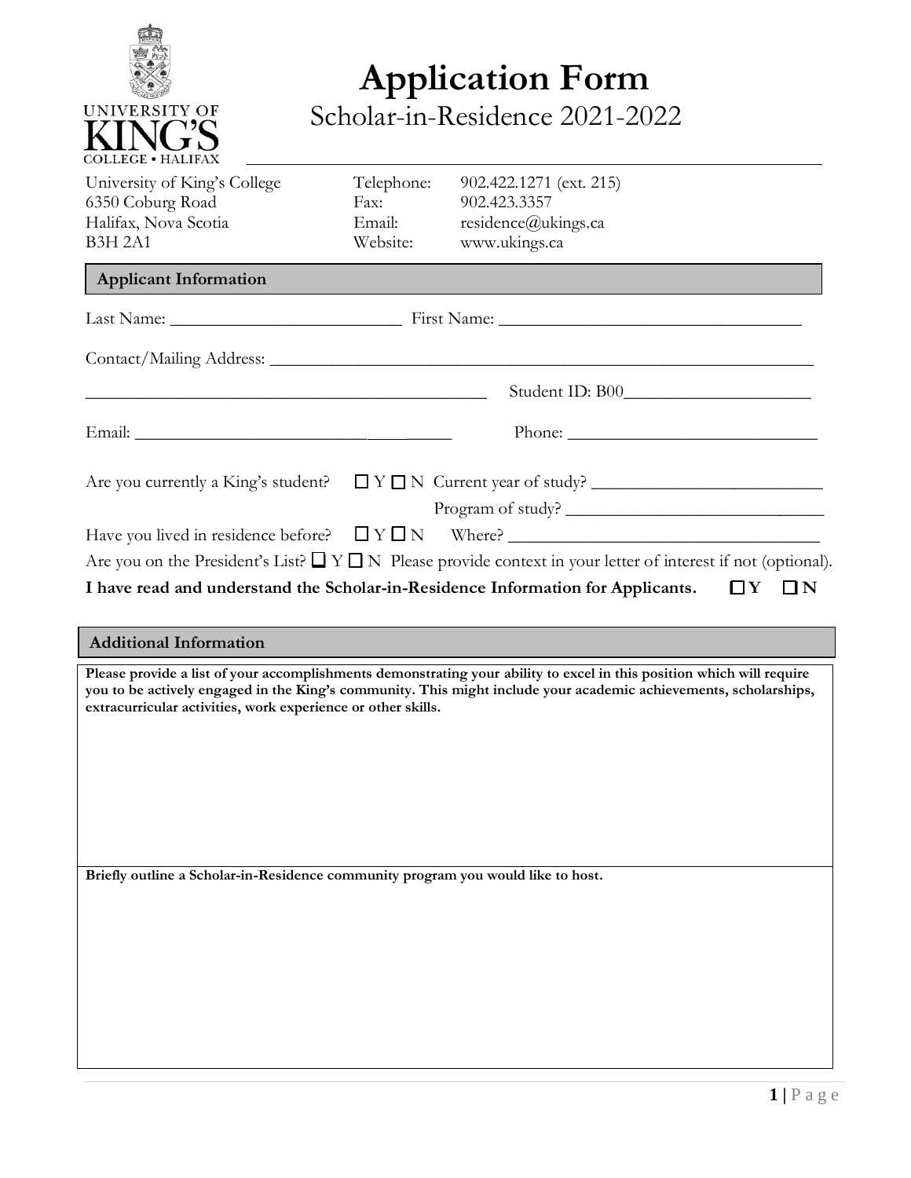UNIVERSITY OF KING'S COLLEGE • HALIFAX

# Application Form

## Scholar-in-Residence 2021-2022

University of King's College
6350 Coburg Road
Halifax, Nova Scotia
B3H 2A1

Telephone: 902.422.1271 (ext. 215)
Fax: 902.423.3357
Email: residence@ukings.ca
Website: www.ukings.ca

### Applicant Information

Last Name: ___________________________ First Name: ___________________________________

Contact/Mailing Address: _________________________________________________________________

_______________________________________________ Student ID: B00______________________

Email: ____________________________________ Phone: _____________________________

Are you currently a King's student? ☐ Y ☐ N Current year of study? __________________________

Program of study? _____________________________

Have you lived in residence before? ☐ Y ☐ N Where? ____________________________________

Are you on the President's List? ☐ Y ☐ N Please provide context in your letter of interest if not (optional).

**I have read and understand the Scholar-in-Residence Information for Applicants. ☐ Y ☐ N**

### Additional Information

**Please provide a list of your accomplishments demonstrating your ability to excel in this position which will require you to be actively engaged in the King's community. This might include your academic achievements, scholarships, extracurricular activities, work experience or other skills.**

**Briefly outline a Scholar-in-Residence community program you would like to host.**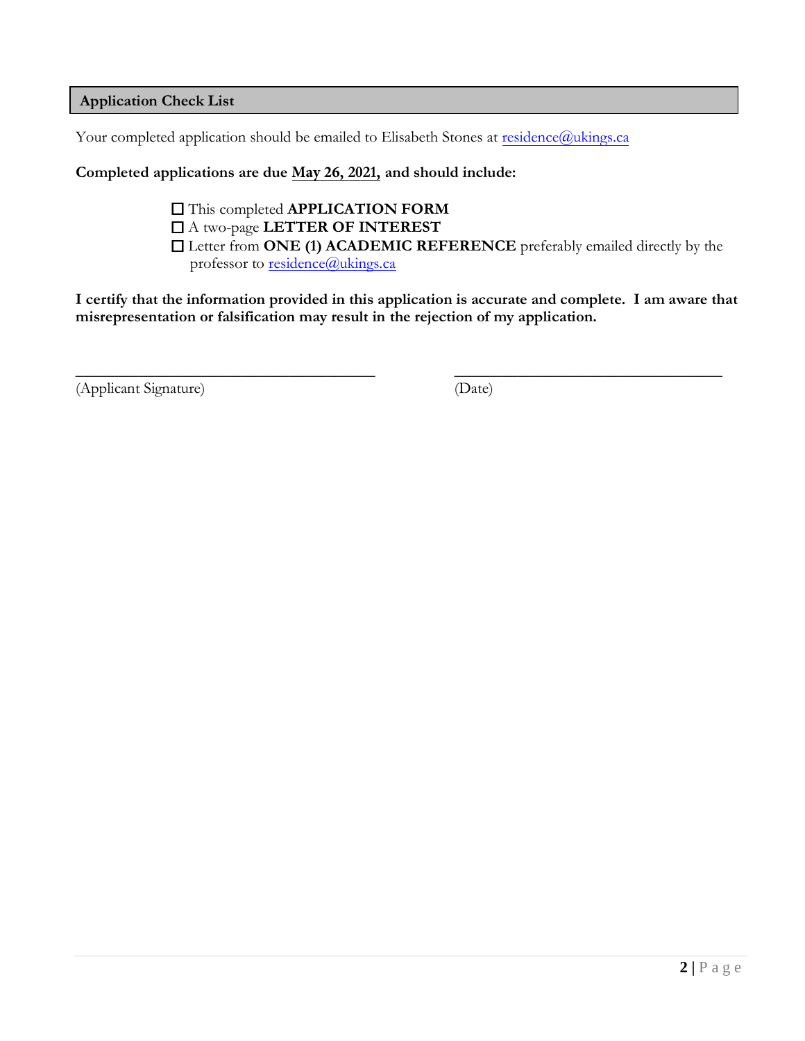## Application Check List

Your completed application should be emailed to Elisabeth Stones at residence@ukings.ca

**Completed applications are due May 26, 2021, and should include:**

- ☐ This completed **APPLICATION FORM**
- ☐ A two-page **LETTER OF INTEREST**
- ☐ Letter from **ONE (1) ACADEMIC REFERENCE** preferably emailed directly by the professor to residence@ukings.ca

**I certify that the information provided in this application is accurate and complete. I am aware that misrepresentation or falsification may result in the rejection of my application.**

\_\_\_\_\_\_\_\_\_\_\_\_\_\_\_\_\_\_\_\_\_\_\_\_\_\_\_\_\_\_\_\_\_\_\_\_\_\_ \_\_\_\_\_\_\_\_\_\_\_\_\_\_\_\_\_\_\_\_\_\_\_\_\_\_\_\_\_\_\_\_\_\_\_\_

(Applicant Signature) (Date)